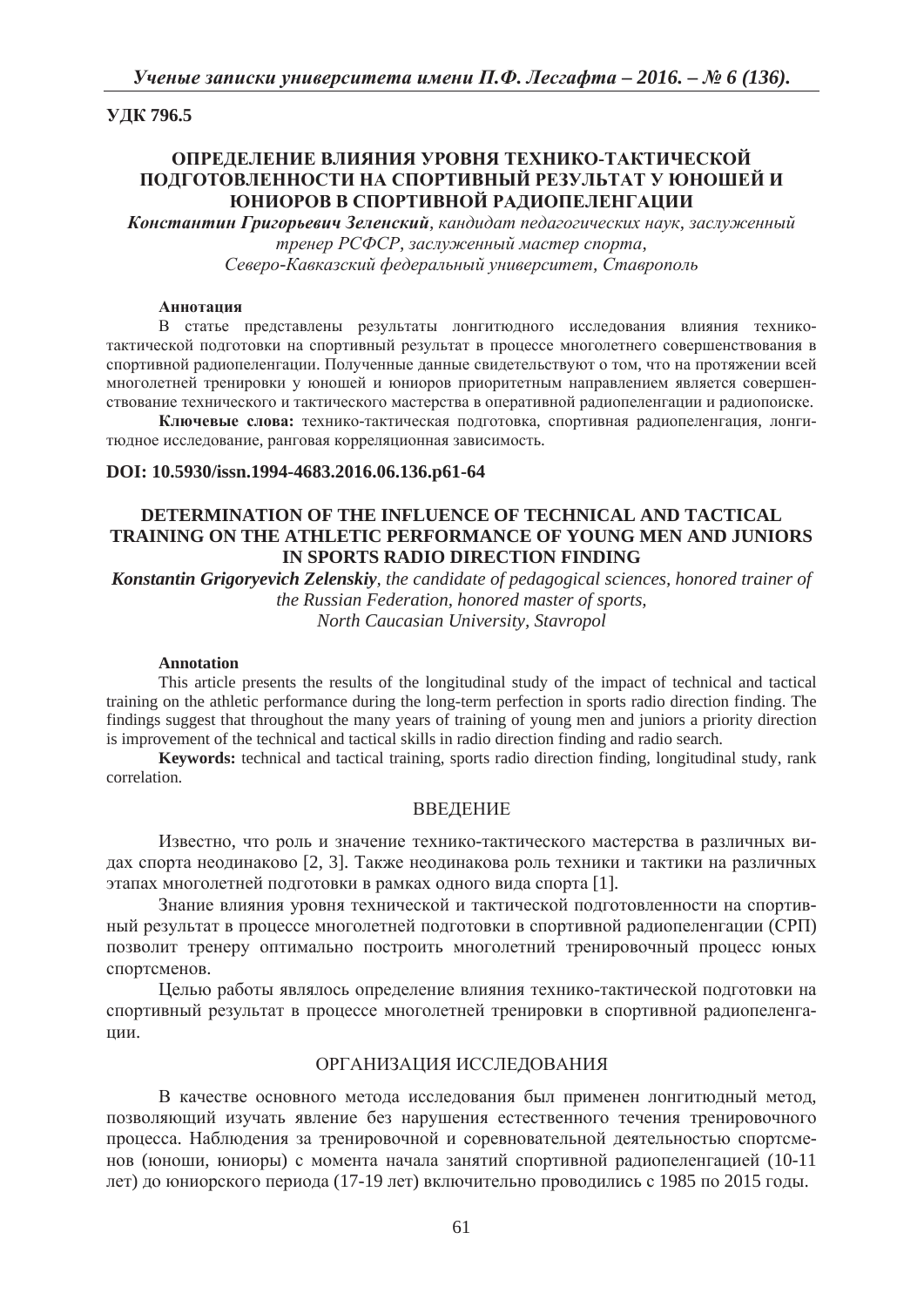**УДК 796.5**

# ОПРЕДЕЛЕНИЕ ВЛИЯНИЯ УРОВНЯ ТЕХНИКО-ТАКТИЧЕСКОЙ ПОДГОТОВЛЕННОСТИ НА СПОРТИВНЫЙ РЕЗУЛЬТАТ У ЮНОШЕЙ И ЮНИОРОВ В СПОРТИВНОЙ РАДИОПЕЛЕНГАЦИИ

***Константин Григорьевич Зеленский****, кандидат педагогических наук, заслуженный тренер РСФСР, заслуженный мастер спорта, Северо-Кавказский федеральный университет, Ставрополь*

**Аннотация**

В статье представлены результаты лонгитюдного исследования влияния технико-тактической подготовки на спортивный результат в процессе многолетнего совершенствования в спортивной радиопеленгации. Полученные данные свидетельствуют о том, что на протяжении всей многолетней тренировки у юношей и юниоров приоритетным направлением является совершенствование технического и тактического мастерства в оперативной радиопеленгации и радиопоиске.

**Ключевые слова:** технико-тактическая подготовка, спортивная радиопеленгация, лонгитюдное исследование, ранговая корреляционная зависимость.

**DOI: 10.5930/issn.1994-4683.2016.06.136.p61-64**

# DETERMINATION OF THE INFLUENCE OF TECHNICAL AND TACTICAL TRAINING ON THE ATHLETIC PERFORMANCE OF YOUNG MEN AND JUNIORS IN SPORTS RADIO DIRECTION FINDING

***Konstantin Grigoryevich Zelenskiy****, the candidate of pedagogical sciences, honored trainer of the Russian Federation, honored master of sports, North Caucasian University, Stavropol*

**Annotation**

This article presents the results of the longitudinal study of the impact of technical and tactical training on the athletic performance during the long-term perfection in sports radio direction finding. The findings suggest that throughout the many years of training of young men and juniors a priority direction is improvement of the technical and tactical skills in radio direction finding and radio search.

**Keywords:** technical and tactical training, sports radio direction finding, longitudinal study, rank correlation.

## ВВЕДЕНИЕ

Известно, что роль и значение технико-тактического мастерства в различных видах спорта неодинаково [2, 3]. Также неодинакова роль техники и тактики на различных этапах многолетней подготовки в рамках одного вида спорта [1].

Знание влияния уровня технической и тактической подготовленности на спортивный результат в процессе многолетней подготовки в спортивной радиопеленгации (СРП) позволит тренеру оптимально построить многолетний тренировочный процесс юных спортсменов.

Целью работы являлось определение влияния технико-тактической подготовки на спортивный результат в процессе многолетней тренировки в спортивной радиопеленгации.

## ОРГАНИЗАЦИЯ ИССЛЕДОВАНИЯ

В качестве основного метода исследования был применен лонгитюдный метод, позволяющий изучать явление без нарушения естественного течения тренировочного процесса. Наблюдения за тренировочной и соревновательной деятельностью спортсменов (юноши, юниоры) с момента начала занятий спортивной радиопеленгацией (10-11 лет) до юниорского периода (17-19 лет) включительно проводились с 1985 по 2015 годы.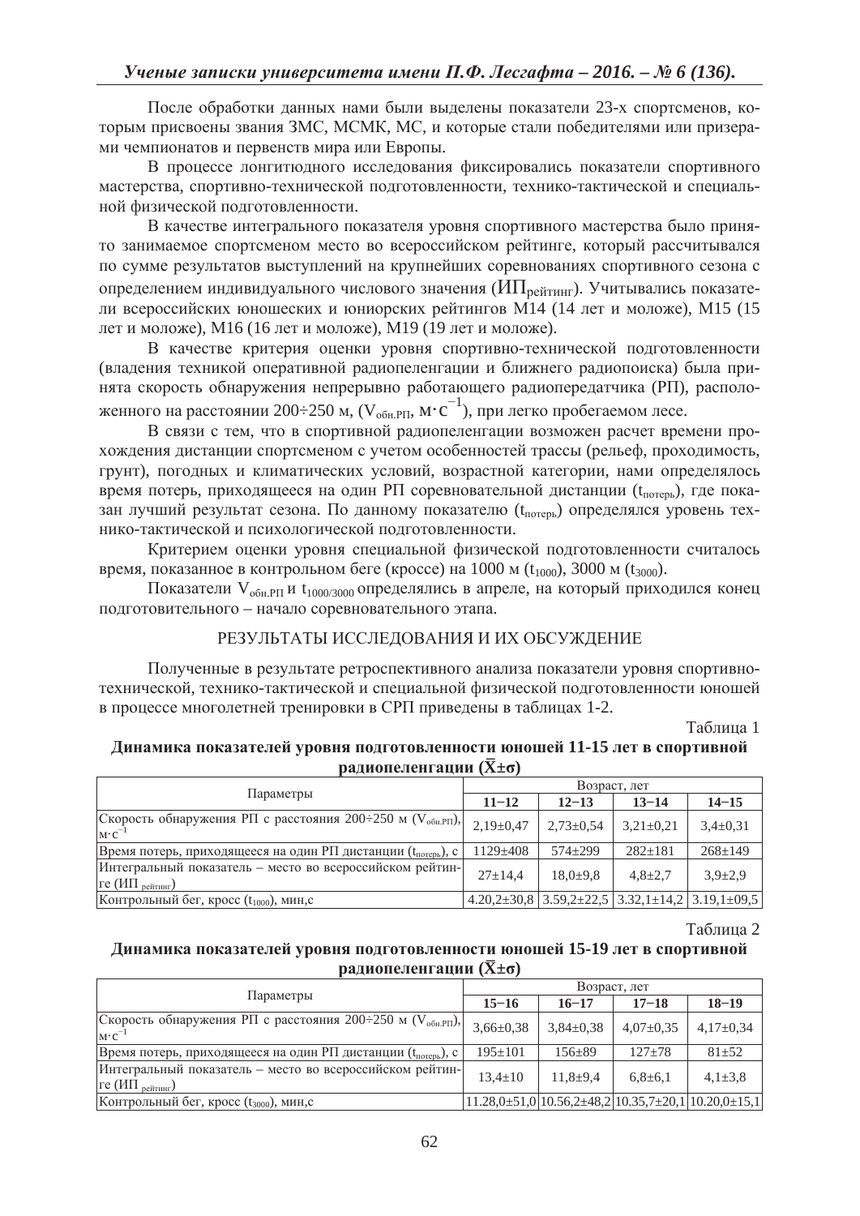После обработки данных нами были выделены показатели 23-х спортсменов, которым присвоены звания ЗМС, МСМК, МС, и которые стали победителями или призерами чемпионатов и первенств мира или Европы.

В процессе лонгитюдного исследования фиксировались показатели спортивного мастерства, спортивно-технической подготовленности, технико-тактической и специальной физической подготовленности.

В качестве интегрального показателя уровня спортивного мастерства было принято занимаемое спортсменом место во всероссийском рейтинге, который рассчитывался по сумме результатов выступлений на крупнейших соревнованиях спортивного сезона с определением индивидуального числового значения ($ИП_{рейтинг}$). Учитывались показатели всероссийских юношеских и юниорских рейтингов М14 (14 лет и моложе), М15 (15 лет и моложе), М16 (16 лет и моложе), М19 (19 лет и моложе).

В качестве критерия оценки уровня спортивно-технической подготовленности (владения техникой оперативной радиопеленгации и ближнего радиопоиска) была принята скорость обнаружения непрерывно работающего радиопередатчика (РП), расположенного на расстоянии 200÷250 м, ($V_{обн.РП}$, $м \cdot c^{-1}$), при легко пробегаемом лесе.

В связи с тем, что в спортивной радиопеленгации возможен расчет времени прохождения дистанции спортсменом с учетом особенностей трассы (рельеф, проходимость, грунт), погодных и климатических условий, возрастной категории, нами определялось время потерь, приходящееся на один РП соревновательной дистанции ($t_{потерь}$), где показан лучший результат сезона. По данному показателю ($t_{потерь}$) определялся уровень технико-тактической и психологической подготовленности.

Критерием оценки уровня специальной физической подготовленности считалось время, показанное в контрольном беге (кроссе) на 1000 м ($t_{1000}$), 3000 м ($t_{3000}$).

Показатели $V_{обн.РП}$ и $t_{1000/3000}$ определялись в апреле, на который приходился конец подготовительного – начало соревновательного этапа.

## РЕЗУЛЬТАТЫ ИССЛЕДОВАНИЯ И ИХ ОБСУЖДЕНИЕ

Полученные в результате ретроспективного анализа показатели уровня спортивно-технической, технико-тактической и специальной физической подготовленности юношей в процессе многолетней тренировки в СРП приведены в таблицах 1-2.

Таблица 1

**Динамика показателей уровня подготовленности юношей 11-15 лет в спортивной радиопеленгации ($\bar{X}\pm\sigma$)**

| Параметры | Возраст, лет | | | |
|---|---|---|---|---|
| | **11–12** | **12–13** | **13–14** | **14–15** |
| Скорость обнаружения РП с расстояния 200÷250 м ($V_{обн.РП}$), $м \cdot c^{-1}$ | 2,19±0,47 | 2,73±0,54 | 3,21±0,21 | 3,4±0,31 |
| Время потерь, приходящееся на один РП дистанции ($t_{потерь}$), с | 1129±408 | 574±299 | 282±181 | 268±149 |
| Интегральный показатель – место во всероссийском рейтинге ($ИП_{рейтинг}$) | 27±14,4 | 18,0±9,8 | 4,8±2,7 | 3,9±2,9 |
| Контрольный бег, кросс ($t_{1000}$), мин,с | 4.20,2±30,8 | 3.59,2±22,5 | 3.32,1±14,2 | 3.19,1±09,5 |

Таблица 2

**Динамика показателей уровня подготовленности юношей 15-19 лет в спортивной радиопеленгации ($\bar{X}\pm\sigma$)**

| Параметры | Возраст, лет | | | |
|---|---|---|---|---|
| | **15–16** | **16–17** | **17–18** | **18–19** |
| Скорость обнаружения РП с расстояния 200÷250 м ($V_{обн.РП}$), $м \cdot c^{-1}$ | 3,66±0,38 | 3,84±0,38 | 4,07±0,35 | 4,17±0,34 |
| Время потерь, приходящееся на один РП дистанции ($t_{потерь}$), с | 195±101 | 156±89 | 127±78 | 81±52 |
| Интегральный показатель – место во всероссийском рейтинге ($ИП_{рейтинг}$) | 13,4±10 | 11,8±9,4 | 6,8±6,1 | 4,1±3,8 |
| Контрольный бег, кросс ($t_{3000}$), мин,с | 11.28,0±51,0 | 10.56,2±48,2 | 10.35,7±20,1 | 10.20,0±15,1 |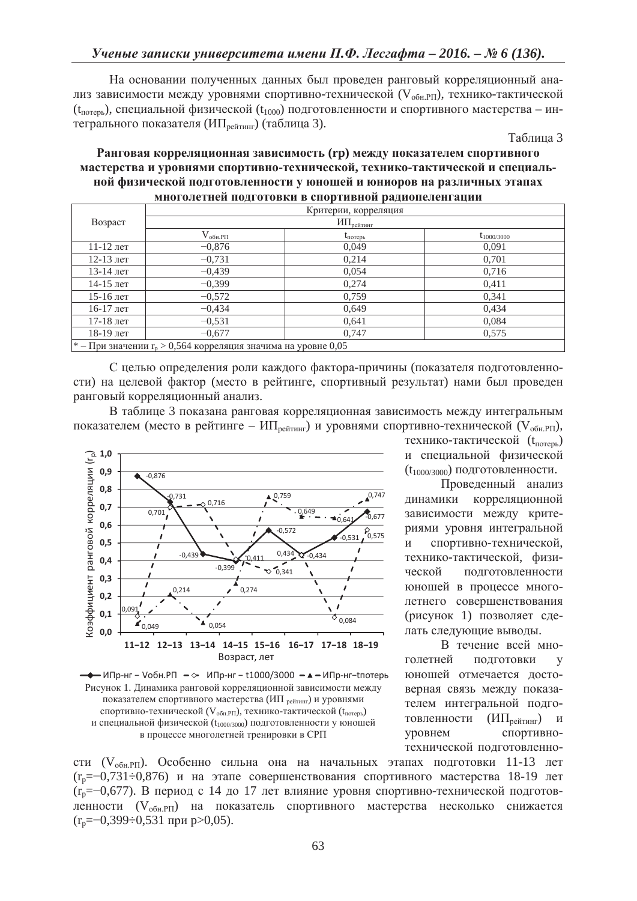На основании полученных данных был проведен ранговый корреляционный анализ зависимости между уровнями спортивно-технической ($V_{обн.РП}$), технико-тактической ($t_{потерь}$), специальной физической ($t_{1000}$) подготовленности и спортивного мастерства – интегрального показателя ($ИП_{рейтинг}$) (таблица 3).

Таблица 3

**Ранговая корреляционная зависимость (rp) между показателем спортивного мастерства и уровнями спортивно-технической, технико-тактической и специальной физической подготовленности у юношей и юниоров на различных этапах многолетней подготовки в спортивной радиопеленгации**

| Возраст | Критерии, корреляция | | |
|---|---|---|---|
| | $ИП_{рейтинг}$ | | |
| | $V_{обн.РП}$ | $t_{потерь}$ | $t_{1000/3000}$ |
| 11-12 лет | −0,876 | 0,049 | 0,091 |
| 12-13 лет | −0,731 | 0,214 | 0,701 |
| 13-14 лет | −0,439 | 0,054 | 0,716 |
| 14-15 лет | −0,399 | 0,274 | 0,411 |
| 15-16 лет | −0,572 | 0,759 | 0,341 |
| 16-17 лет | −0,434 | 0,649 | 0,434 |
| 17-18 лет | −0,531 | 0,641 | 0,084 |
| 18-19 лет | −0,677 | 0,747 | 0,575 |

* – При значении $r_p$ > 0,564 корреляция значима на уровне 0,05

С целью определения роли каждого фактора-причины (показателя подготовленности) на целевой фактор (место в рейтинге, спортивный результат) нами был проведен ранговый корреляционный анализ.

В таблице 3 показана ранговая корреляционная зависимость между интегральным показателем (место в рейтинге – $ИП_{рейтинг}$) и уровнями спортивно-технической ($V_{обн.РП}$), технико-тактической ($t_{потерь}$) и специальной физической ($t_{1000/3000}$) подготовленности.

Рисунок 1. Динамика ранговой корреляционной зависимости между показателем спортивного мастерства ($ИП_{рейтинг}$) и уровнями спортивно-технической ($V_{обн.РП}$), технико-тактической ($t_{потерь}$) и специальной физической ($t_{1000/3000}$) подготовленности у юношей в процессе многолетней тренировки в СРП

Проведенный анализ динамики корреляционной зависимости между критериями уровня интегральной и спортивно-технической, физической подготовленности юношей в процессе многолетнего совершенствования (рисунок 1) позволяет сделать следующие выводы.

В течение всей многолетней подготовки у юношей отмечается достоверная связь между показателем интегральной подготовленности ($ИП_{рейтинг}$) и уровнем спортивно-технической подготовленности ($V_{обн.РП}$). Особенно сильна она на начальных этапах подготовки 11-13 лет ($r_p$=−0,731÷0,876) и на этапе совершенствования спортивного мастерства 18-19 лет ($r_p$=−0,677). В период с 14 до 17 лет влияние уровня спортивно-технической подготовленности ($V_{обн.РП}$) на показатель спортивного мастерства несколько снижается ($r_p$=−0,399÷0,531 при $p>0,05$).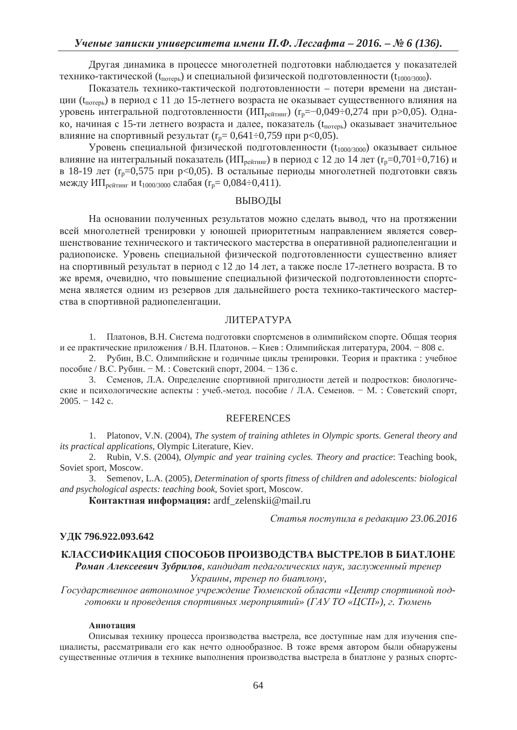Другая динамика в процессе многолетней подготовки наблюдается у показателей технико-тактической ($t_{потерь}$) и специальной физической подготовленности ($t_{1000/3000}$).

Показатель технико-тактической подготовленности – потери времени на дистанции ($t_{потерь}$) в период с 11 до 15-летнего возраста не оказывает существенного влияния на уровень интегральной подготовленности ($ИП_{рейтинг}$) ($r_p$=−0,049÷0,274 при p>0,05). Однако, начиная с 15-ти летнего возраста и далее, показатель ($t_{потерь}$) оказывает значительное влияние на спортивный результат ($r_p$= 0,641÷0,759 при p<0,05).

Уровень специальной физической подготовленности ($t_{1000/3000}$) оказывает сильное влияние на интегральный показатель ($ИП_{рейтинг}$) в период с 12 до 14 лет ($r_p$=0,701÷0,716) и в 18-19 лет ($r_p$=0,575 при p<0,05). В остальные периоды многолетней подготовки связь между $ИП_{рейтинг}$ и $t_{1000/3000}$ слабая ($r_p$= 0,084÷0,411).

## ВЫВОДЫ

На основании полученных результатов можно сделать вывод, что на протяжении всей многолетней тренировки у юношей приоритетным направлением является совершенствование технического и тактического мастерства в оперативной радиопеленгации и радиопоиске. Уровень специальной физической подготовленности существенно влияет на спортивный результат в период с 12 до 14 лет, а также после 17-летнего возраста. В то же время, очевидно, что повышение специальной физической подготовленности спортсмена является одним из резервов для дальнейшего роста технико-тактического мастерства в спортивной радиопеленгации.

## ЛИТЕРАТУРА

1. Платонов, В.Н. Система подготовки спортсменов в олимпийском спорте. Общая теория и ее практические приложения / В.Н. Платонов. – Киев : Олимпийская литература, 2004. − 808 с.
2. Рубин, В.С. Олимпийские и годичные циклы тренировки. Теория и практика : учебное пособие / В.С. Рубин. − М. : Советский спорт, 2004. − 136 с.
3. Семенов, Л.А. Определение спортивной пригодности детей и подростков: биологические и психологические аспекты : учеб.-метод. пособие / Л.А. Семенов. − М. : Советский спорт, 2005. − 142 с.

## REFERENCES

1. Platonov, V.N. (2004), *The system of training athletes in Olympic sports. General theory and its practical applications*, Olympic Literature, Kiev.
2. Rubin, V.S. (2004), *Olympic and year training cycles. Theory and practice*: Teaching book, Soviet sport, Moscow.
3. Semenov, L.A. (2005), *Determination of sports fitness of children and adolescents: biological and psychological aspects: teaching book*, Soviet sport, Moscow.

**Контактная информация:** ardf_zelenskii@mail.ru

*Статья поступила в редакцию 23.06.2016*

**УДК 796.922.093.642**

# КЛАССИФИКАЦИЯ СПОСОБОВ ПРОИЗВОДСТВА ВЫСТРЕЛОВ В БИАТЛОНЕ

***Роман Алексеевич Зубрилов**, кандидат педагогических наук, заслуженный тренер Украины, тренер по биатлону,*

*Государственное автономное учреждение Тюменской области «Центр спортивной подготовки и проведения спортивных мероприятий» (ГАУ ТО «ЦСП»), г. Тюмень*

**Аннотация**

Описывая технику процесса производства выстрела, все доступные нам для изучения специалисты, рассматривали его как нечто однообразное. В тоже время автором были обнаружены существенные отличия в технике выполнения производства выстрела в биатлоне у разных спортс-